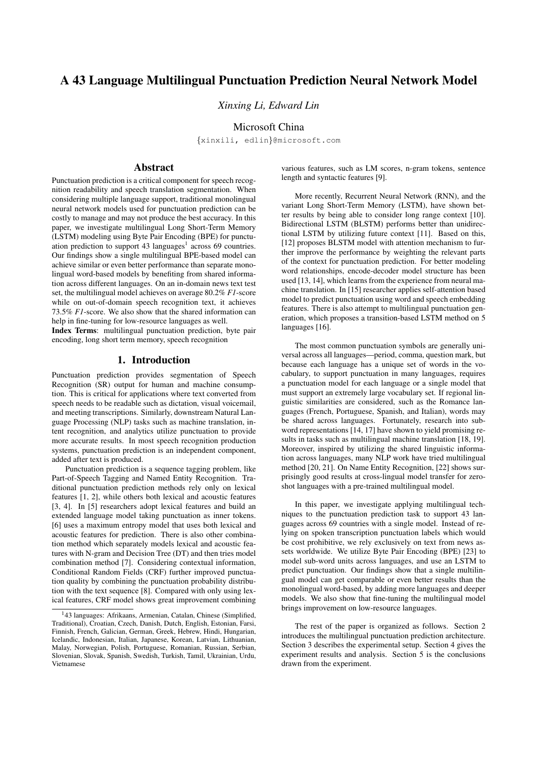# A 43 Language Multilingual Punctuation Prediction Neural Network Model

*Xinxing Li, Edward Lin*

Microsoft China

{xinxili, edlin}@microsoft.com

## Abstract

Punctuation prediction is a critical component for speech recognition readability and speech translation segmentation. When considering multiple language support, traditional monolingual neural network models used for punctuation prediction can be costly to manage and may not produce the best accuracy. In this paper, we investigate multilingual Long Short-Term Memory (LSTM) modeling using Byte Pair Encoding (BPE) for punctuation prediction to support 43 languages[1] across 69 countries. Our findings show a single multilingual BPE-based model can achieve similar or even better performance than separate monolingual word-based models by benefiting from shared information across different languages. On an in-domain news text test set, the multilingual model achieves on average 80.2% *F1*-score while on out-of-domain speech recognition text, it achieves 73.5% *F1*-score. We also show that the shared information can help in fine-tuning for low-resource languages as well.

**Index Terms**: multilingual punctuation prediction, byte pair encoding, long short term memory, speech recognition

## 1. Introduction

Punctuation prediction provides segmentation of Speech Recognition (SR) output for human and machine consumption. This is critical for applications where text converted from speech needs to be readable such as dictation, visual voicemail, and meeting transcriptions. Similarly, downstream Natural Language Processing (NLP) tasks such as machine translation, intent recognition, and analytics utilize punctuation to provide more accurate results. In most speech recognition production systems, punctuation prediction is an independent component, added after text is produced.

Punctuation prediction is a sequence tagging problem, like Part-of-Speech Tagging and Named Entity Recognition. Traditional punctuation prediction methods rely only on lexical features [1, 2], while others both lexical and acoustic features [3, 4]. In [5] researchers adopt lexical features and build an extended language model taking punctuation as inner tokens. [6] uses a maximum entropy model that uses both lexical and acoustic features for prediction. There is also other combination method which separately models lexical and acoustic features with N-gram and Decision Tree (DT) and then tries model combination method [7]. Considering contextual information, Conditional Random Fields (CRF) further improved punctuation quality by combining the punctuation probability distribution with the text sequence [8]. Compared with only using lexical features, CRF model shows great improvement combining various features, such as LM scores, n-gram tokens, sentence length and syntactic features [9].

More recently, Recurrent Neural Network (RNN), and the variant Long Short-Term Memory (LSTM), have shown better results by being able to consider long range context [10]. Bidirectional LSTM (BLSTM) performs better than unidirectional LSTM by utilizing future context [11]. Based on this, [12] proposes BLSTM model with attention mechanism to further improve the performance by weighting the relevant parts of the context for punctuation prediction. For better modeling word relationships, encode-decoder model structure has been used [13, 14], which learns from the experience from neural machine translation. In [15] researcher applies self-attention based model to predict punctuation using word and speech embedding features. There is also attempt to multilingual punctuation generation, which proposes a transition-based LSTM method on 5 languages [16].

The most common punctuation symbols are generally universal across all languages—period, comma, question mark, but because each language has a unique set of words in the vocabulary, to support punctuation in many languages, requires a punctuation model for each language or a single model that must support an extremely large vocabulary set. If regional linguistic similarities are considered, such as the Romance languages (French, Portuguese, Spanish, and Italian), words may be shared across languages. Fortunately, research into subword representations [14, 17] have shown to yield promising results in tasks such as multilingual machine translation [18, 19]. Moreover, inspired by utilizing the shared linguistic information across languages, many NLP work have tried multilingual method [20, 21]. On Name Entity Recognition, [22] shows surprisingly good results at cross-lingual model transfer for zero-shot languages with a pre-trained multilingual model.

In this paper, we investigate applying multilingual techniques to the punctuation prediction task to support 43 languages across 69 countries with a single model. Instead of relying on spoken transcription punctuation labels which would be cost prohibitive, we rely exclusively on text from news assets worldwide. We utilize Byte Pair Encoding (BPE) [23] to model sub-word units across languages, and use an LSTM to predict punctuation. Our findings show that a single multilingual model can get comparable or even better results than the monolingual word-based, by adding more languages and deeper models. We also show that fine-tuning the multilingual model brings improvement on low-resource languages.

The rest of the paper is organized as follows. Section 2 introduces the multilingual punctuation prediction architecture. Section 3 describes the experimental setup. Section 4 gives the experiment results and analysis. Section 5 is the conclusions drawn from the experiment.

[1] 43 languages: Afrikaans, Armenian, Catalan, Chinese (Simplified, Traditional), Croatian, Czech, Danish, Dutch, English, Estonian, Farsi, Finnish, French, Galician, German, Greek, Hebrew, Hindi, Hungarian, Icelandic, Indonesian, Italian, Japanese, Korean, Latvian, Lithuanian, Malay, Norwegian, Polish, Portuguese, Romanian, Russian, Serbian, Slovenian, Slovak, Spanish, Swedish, Turkish, Tamil, Ukrainian, Urdu, Vietnamese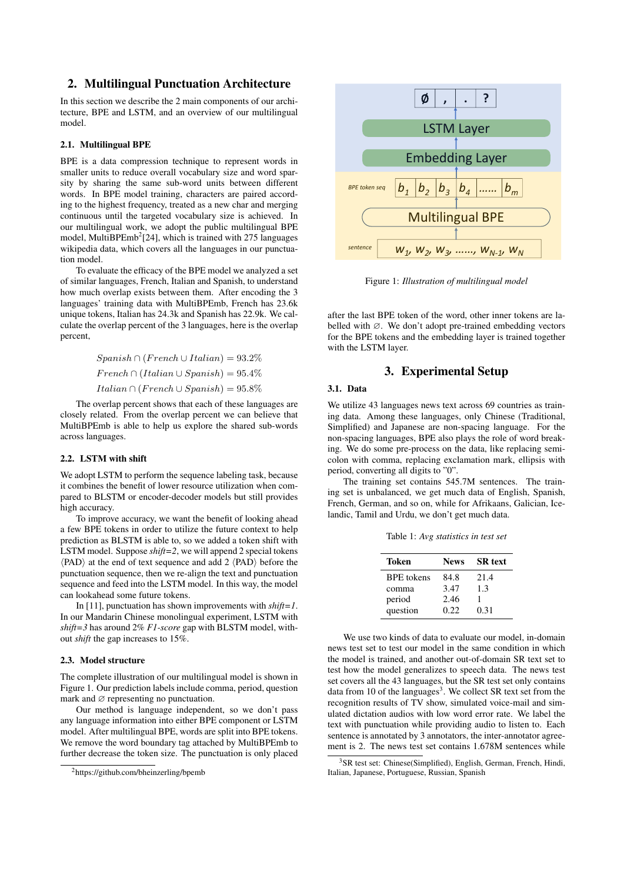## 2. Multilingual Punctuation Architecture

In this section we describe the 2 main components of our architecture, BPE and LSTM, and an overview of our multilingual model.

### 2.1. Multilingual BPE

BPE is a data compression technique to represent words in smaller units to reduce overall vocabulary size and word sparsity by sharing the same sub-word units between different words. In BPE model training, characters are paired according to the highest frequency, treated as a new char and merging continuous until the targeted vocabulary size is achieved. In our multilingual work, we adopt the public multilingual BPE model, MultiBPEmb[2][24], which is trained with 275 languages wikipedia data, which covers all the languages in our punctuation model.

To evaluate the efficacy of the BPE model we analyzed a set of similar languages, French, Italian and Spanish, to understand how much overlap exists between them. After encoding the 3 languages' training data with MultiBPEmb, French has 23.6k unique tokens, Italian has 24.3k and Spanish has 22.9k. We calculate the overlap percent of the 3 languages, here is the overlap percent,

$$Spanish \cap (French \cup Italian) = 93.2\%$$
$$French \cap (Italian \cup Spanish) = 95.4\%$$
$$Italian \cap (French \cup Spanish) = 95.8\%$$

The overlap percent shows that each of these languages are closely related. From the overlap percent we can believe that MultiBPEmb is able to help us explore the shared sub-words across languages.

### 2.2. LSTM with shift

We adopt LSTM to perform the sequence labeling task, because it combines the benefit of lower resource utilization when compared to BLSTM or encoder-decoder models but still provides high accuracy.

To improve accuracy, we want the benefit of looking ahead a few BPE tokens in order to utilize the future context to help prediction as BLSTM is able to, so we added a token shift with LSTM model. Suppose *shift=2*, we will append 2 special tokens $\langle$PAD$\rangle$ at the end of text sequence and add 2 $\langle$PAD$\rangle$ before the punctuation sequence, then we re-align the text and punctuation sequence and feed into the LSTM model. In this way, the model can lookahead some future tokens.

In [11], punctuation has shown improvements with *shift=1*. In our Mandarin Chinese monolingual experiment, LSTM with *shift=3* has around 2% *F1-score* gap with BLSTM model, without *shift* the gap increases to 15%.

### 2.3. Model structure

The complete illustration of our multilingual model is shown in Figure 1. Our prediction labels include comma, period, question mark and ∅ representing no punctuation.

Our method is language independent, so we don't pass any language information into either BPE component or LSTM model. After multilingual BPE, words are split into BPE tokens. We remove the word boundary tag attached by MultiBPEmb to further decrease the token size. The punctuation is only placed after the last BPE token of the word, other inner tokens are labelled with ∅. We don't adopt pre-trained embedding vectors for the BPE tokens and the embedding layer is trained together with the LSTM layer.

Figure 1: *Illustration of multilingual model*

[2] https://github.com/bheinzerling/bpemb

## 3. Experimental Setup

### 3.1. Data

We utilize 43 languages news text across 69 countries as training data. Among these languages, only Chinese (Traditional, Simplified) and Japanese are non-spacing language. For the non-spacing languages, BPE also plays the role of word breaking. We do some pre-process on the data, like replacing semicolon with comma, replacing exclamation mark, ellipsis with period, converting all digits to "0".

The training set contains 545.7M sentences. The training set is unbalanced, we get much data of English, Spanish, French, German, and so on, while for Afrikaans, Galician, Icelandic, Tamil and Urdu, we don't get much data.

Table 1: *Avg statistics in test set*

| Token | News | SR text |
|---|---|---|
| BPE tokens | 84.8 | 21.4 |
| comma | 3.47 | 1.3 |
| period | 2.46 | 1 |
| question | 0.22 | 0.31 |

We use two kinds of data to evaluate our model, in-domain news test set to test our model in the same condition in which the model is trained, and another out-of-domain SR text set to test how the model generalizes to speech data. The news test set covers all the 43 languages, but the SR test set only contains data from 10 of the languages[3]. We collect SR text set from the recognition results of TV show, simulated voice-mail and simulated dictation audios with low word error rate. We label the text with punctuation while providing audio to listen to. Each sentence is annotated by 3 annotators, the inter-annotator agreement is 2. The news test set contains 1.678M sentences while

[3] SR test set: Chinese(Simplified), English, German, French, Hindi, Italian, Japanese, Portuguese, Russian, Spanish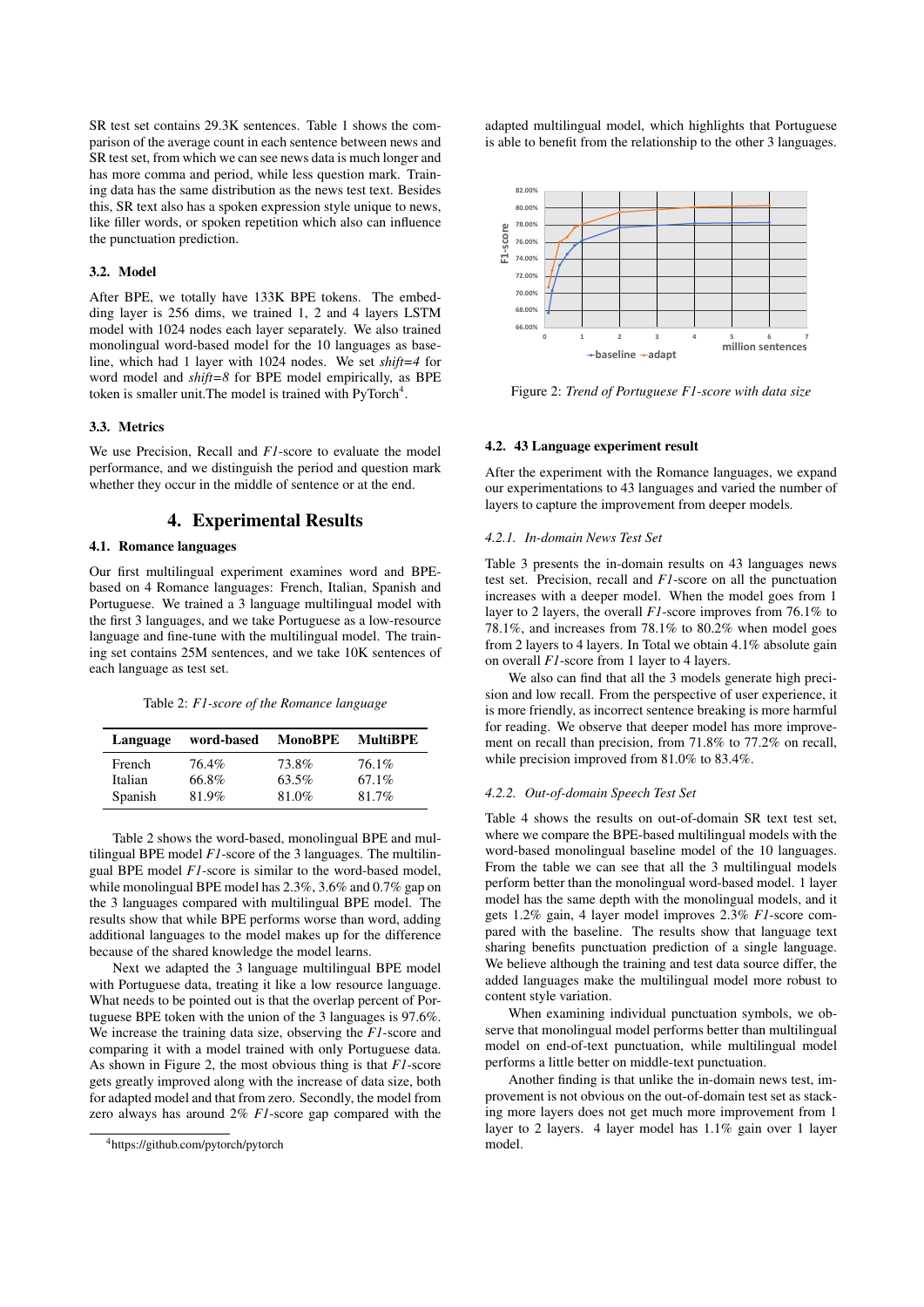SR test set contains 29.3K sentences. Table 1 shows the comparison of the average count in each sentence between news and SR test set, from which we can see news data is much longer and has more comma and period, while less question mark. Training data has the same distribution as the news test text. Besides this, SR text also has a spoken expression style unique to news, like filler words, or spoken repetition which also can influence the punctuation prediction.

### 3.2. Model

After BPE, we totally have 133K BPE tokens. The embedding layer is 256 dims, we trained 1, 2 and 4 layers LSTM model with 1024 nodes each layer separately. We also trained monolingual word-based model for the 10 languages as baseline, which had 1 layer with 1024 nodes. We set *shift=4* for word model and *shift=8* for BPE model empirically, as BPE token is smaller unit.The model is trained with PyTorch[4].

### 3.3. Metrics

We use Precision, Recall and *F1*-score to evaluate the model performance, and we distinguish the period and question mark whether they occur in the middle of sentence or at the end.

## 4. Experimental Results

### 4.1. Romance languages

Our first multilingual experiment examines word and BPE-based on 4 Romance languages: French, Italian, Spanish and Portuguese. We trained a 3 language multilingual model with the first 3 languages, and we take Portuguese as a low-resource language and fine-tune with the multilingual model. The training set contains 25M sentences, and we take 10K sentences of each language as test set.

Table 2: *F1-score of the Romance language*

| Language | word-based | MonoBPE | MultiBPE |
|---|---|---|---|
| French | 76.4% | 73.8% | 76.1% |
| Italian | 66.8% | 63.5% | 67.1% |
| Spanish | 81.9% | 81.0% | 81.7% |

Table 2 shows the word-based, monolingual BPE and multilingual BPE model *F1*-score of the 3 languages. The multilingual BPE model *F1*-score is similar to the word-based model, while monolingual BPE model has 2.3%, 3.6% and 0.7% gap on the 3 languages compared with multilingual BPE model. The results show that while BPE performs worse than word, adding additional languages to the model makes up for the difference because of the shared knowledge the model learns.

Next we adapted the 3 language multilingual BPE model with Portuguese data, treating it like a low resource language. What needs to be pointed out is that the overlap percent of Portuguese BPE token with the union of the 3 languages is 97.6%. We increase the training data size, observing the *F1*-score and comparing it with a model trained with only Portuguese data. As shown in Figure 2, the most obvious thing is that *F1*-score gets greatly improved along with the increase of data size, both for adapted model and that from zero. Secondly, the model from zero always has around 2% *F1*-score gap compared with the adapted multilingual model, which highlights that Portuguese is able to benefit from the relationship to the other 3 languages.

Figure 2: *Trend of Portuguese F1-score with data size*

### 4.2. 43 Language experiment result

After the experiment with the Romance languages, we expand our experimentations to 43 languages and varied the number of layers to capture the improvement from deeper models.

#### 4.2.1. In-domain News Test Set

Table 3 presents the in-domain results on 43 languages news test set. Precision, recall and *F1*-score on all the punctuation increases with a deeper model. When the model goes from 1 layer to 2 layers, the overall *F1*-score improves from 76.1% to 78.1%, and increases from 78.1% to 80.2% when model goes from 2 layers to 4 layers. In Total we obtain 4.1% absolute gain on overall *F1*-score from 1 layer to 4 layers.

We also can find that all the 3 models generate high precision and low recall. From the perspective of user experience, it is more friendly, as incorrect sentence breaking is more harmful for reading. We observe that deeper model has more improvement on recall than precision, from 71.8% to 77.2% on recall, while precision improved from 81.0% to 83.4%.

#### 4.2.2. Out-of-domain Speech Test Set

Table 4 shows the results on out-of-domain SR text test set, where we compare the BPE-based multilingual models with the word-based monolingual baseline model of the 10 languages. From the table we can see that all the 3 multilingual models perform better than the monolingual word-based model. 1 layer model has the same depth with the monolingual models, and it gets 1.2% gain, 4 layer model improves 2.3% *F1*-score compared with the baseline. The results show that language text sharing benefits punctuation prediction of a single language. We believe although the training and test data source differ, the added languages make the multilingual model more robust to content style variation.

When examining individual punctuation symbols, we observe that monolingual model performs better than multilingual model on end-of-text punctuation, while multilingual model performs a little better on middle-text punctuation.

Another finding is that unlike the in-domain news test, improvement is not obvious on the out-of-domain test set as stacking more layers does not get much more improvement from 1 layer to 2 layers. 4 layer model has 1.1% gain over 1 layer model.

[4]https://github.com/pytorch/pytorch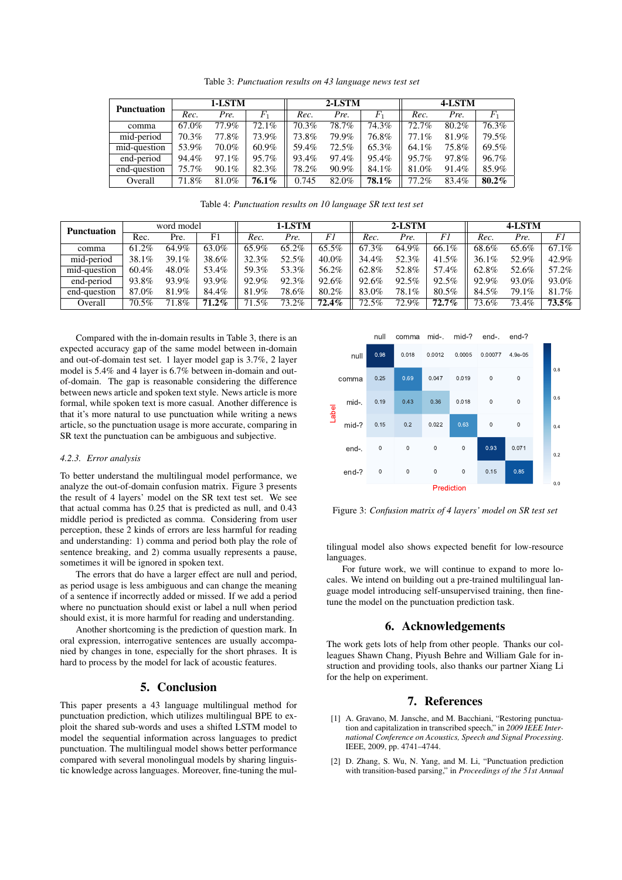Table 3: *Punctuation results on 43 language news test set*

| Punctuation | 1-LSTM | | | 2-LSTM | | | 4-LSTM | | |
|---|---|---|---|---|---|---|---|---|---|
| | *Rec.* | *Pre.* | $F_1$ | *Rec.* | *Pre.* | $F_1$ | *Rec.* | *Pre.* | $F_1$ |
| comma | 67.0% | 77.9% | 72.1% | 70.3% | 78.7% | 74.3% | 72.7% | 80.2% | 76.3% |
| mid-period | 70.3% | 77.8% | 73.9% | 73.8% | 79.9% | 76.8% | 77.1% | 81.9% | 79.5% |
| mid-question | 53.9% | 70.0% | 60.9% | 59.4% | 72.5% | 65.3% | 64.1% | 75.8% | 69.5% |
| end-period | 94.4% | 97.1% | 95.7% | 93.4% | 97.4% | 95.4% | 95.7% | 97.8% | 96.7% |
| end-question | 75.7% | 90.1% | 82.3% | 78.2% | 90.9% | 84.1% | 81.0% | 91.4% | 85.9% |
| Overall | 71.8% | 81.0% | **76.1%** | 0.745 | 82.0% | **78.1%** | 77.2% | 83.4% | **80.2%** |

Table 4: *Punctuation results on 10 language SR text test set*

| Punctuation | word model | | | 1-LSTM | | | 2-LSTM | | | 4-LSTM | | |
|---|---|---|---|---|---|---|---|---|---|---|---|---|
| | Rec. | Pre. | F1 | *Rec.* | *Pre.* | *F1* | *Rec.* | *Pre.* | *F1* | *Rec.* | *Pre.* | *F1* |
| comma | 61.2% | 64.9% | 63.0% | 65.9% | 65.2% | 65.5% | 67.3% | 64.9% | 66.1% | 68.6% | 65.6% | 67.1% |
| mid-period | 38.1% | 39.1% | 38.6% | 32.3% | 52.5% | 40.0% | 34.4% | 52.3% | 41.5% | 36.1% | 52.9% | 42.9% |
| mid-question | 60.4% | 48.0% | 53.4% | 59.3% | 53.3% | 56.2% | 62.8% | 52.8% | 57.4% | 62.8% | 52.6% | 57.2% |
| end-period | 93.8% | 93.9% | 93.9% | 92.9% | 92.3% | 92.6% | 92.6% | 92.5% | 92.5% | 92.9% | 93.0% | 93.0% |
| end-question | 87.0% | 81.9% | 84.4% | 81.9% | 78.6% | 80.2% | 83.0% | 78.1% | 80.5% | 84.5% | 79.1% | 81.7% |
| Overall | 70.5% | 71.8% | **71.2%** | 71.5% | 73.2% | **72.4%** | 72.5% | 72.9% | **72.7%** | 73.6% | 73.4% | **73.5%** |

Compared with the in-domain results in Table 3, there is an expected accuracy gap of the same model between in-domain and out-of-domain test set. 1 layer model gap is 3.7%, 2 layer model is 5.4% and 4 layer is 6.7% between in-domain and out-of-domain. The gap is reasonable considering the difference between news article and spoken text style. News article is more formal, while spoken text is more casual. Another difference is that it's more natural to use punctuation while writing a news article, so the punctuation usage is more accurate, comparing in SR text the punctuation can be ambiguous and subjective.

#### 4.2.3. Error analysis

To better understand the multilingual model performance, we analyze the out-of-domain confusion matrix. Figure 3 presents the result of 4 layers' model on the SR text test set. We see that actual comma has 0.25 that is predicted as null, and 0.43 middle period is predicted as comma. Considering from user perception, these 2 kinds of errors are less harmful for reading and understanding: 1) comma and period both play the role of sentence breaking, and 2) comma usually represents a pause, sometimes it will be ignored in spoken text.

The errors that do have a larger effect are null and period, as period usage is less ambiguous and can change the meaning of a sentence if incorrectly added or missed. If we add a period where no punctuation should exist or label a null when period should exist, it is more harmful for reading and understanding.

Another shortcoming is the prediction of question mark. In oral expression, interrogative sentences are usually accompanied by changes in tone, especially for the short phrases. It is hard to process by the model for lack of acoustic features.

| Label \ Prediction | null | comma | mid-. | mid-? | end-. | end-? |
|---|---|---|---|---|---|---|
| null | 0.98 | 0.018 | 0.0012 | 0.0005 | 0.00077 | 4.9e-05 |
| comma | 0.25 | 0.69 | 0.047 | 0.019 | 0 | 0 |
| mid-. | 0.19 | 0.43 | 0.36 | 0.018 | 0 | 0 |
| mid-? | 0.15 | 0.2 | 0.022 | 0.63 | 0 | 0 |
| end-. | 0 | 0 | 0 | 0 | 0.93 | 0.071 |
| end-? | 0 | 0 | 0 | 0 | 0.15 | 0.85 |

Figure 3: *Confusion matrix of 4 layers' model on SR test set*

## 5. Conclusion

This paper presents a 43 language multilingual method for punctuation prediction, which utilizes multilingual BPE to exploit the shared sub-words and uses a shifted LSTM model to model the sequential information across languages to predict punctuation. The multilingual model shows better performance compared with several monolingual models by sharing linguistic knowledge across languages. Moreover, fine-tuning the multilingual model also shows expected benefit for low-resource languages.

For future work, we will continue to expand to more locales. We intend on building out a pre-trained multilingual language model introducing self-unsupervised training, then fine-tune the model on the punctuation prediction task.

## 6. Acknowledgements

The work gets lots of help from other people. Thanks our colleagues Shawn Chang, Piyush Behre and William Gale for instruction and providing tools, also thanks our partner Xiang Li for the help on experiment.

## 7. References

[1] A. Gravano, M. Jansche, and M. Bacchiani, "Restoring punctuation and capitalization in transcribed speech," in *2009 IEEE International Conference on Acoustics, Speech and Signal Processing*. IEEE, 2009, pp. 4741–4744.

[2] D. Zhang, S. Wu, N. Yang, and M. Li, "Punctuation prediction with transition-based parsing," in *Proceedings of the 51st Annual*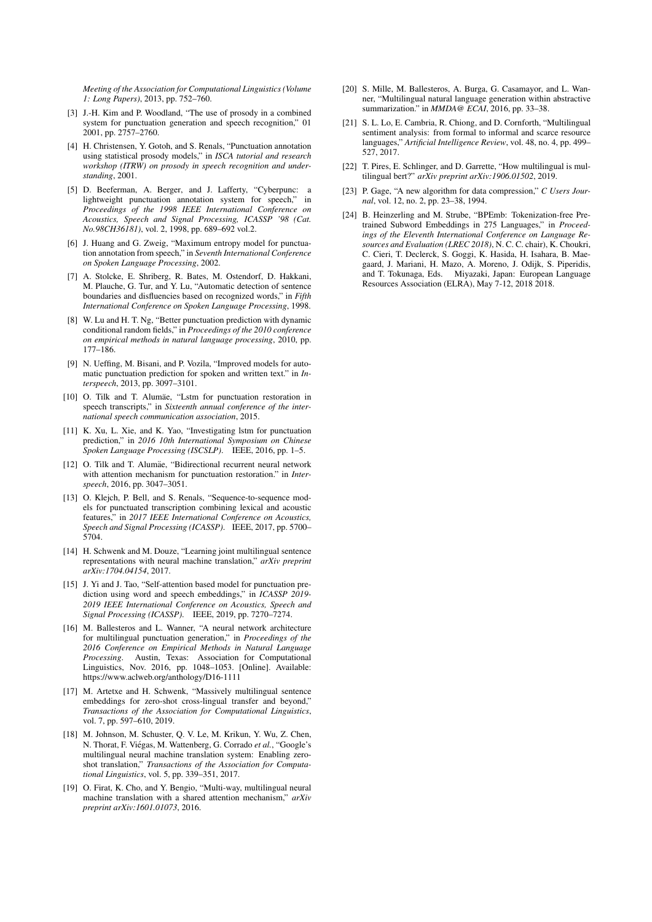*Meeting of the Association for Computational Linguistics (Volume 1: Long Papers)*, 2013, pp. 752–760.

[3] J.-H. Kim and P. Woodland, "The use of prosody in a combined system for punctuation generation and speech recognition," 01 2001, pp. 2757–2760.

[4] H. Christensen, Y. Gotoh, and S. Renals, "Punctuation annotation using statistical prosody models," in *ISCA tutorial and research workshop (ITRW) on prosody in speech recognition and understanding*, 2001.

[5] D. Beeferman, A. Berger, and J. Lafferty, "Cyberpunc: a lightweight punctuation annotation system for speech," in *Proceedings of the 1998 IEEE International Conference on Acoustics, Speech and Signal Processing, ICASSP '98 (Cat. No.98CH36181)*, vol. 2, 1998, pp. 689–692 vol.2.

[6] J. Huang and G. Zweig, "Maximum entropy model for punctuation annotation from speech," in *Seventh International Conference on Spoken Language Processing*, 2002.

[7] A. Stolcke, E. Shriberg, R. Bates, M. Ostendorf, D. Hakkani, M. Plauche, G. Tur, and Y. Lu, "Automatic detection of sentence boundaries and disfluencies based on recognized words," in *Fifth International Conference on Spoken Language Processing*, 1998.

[8] W. Lu and H. T. Ng, "Better punctuation prediction with dynamic conditional random fields," in *Proceedings of the 2010 conference on empirical methods in natural language processing*, 2010, pp. 177–186.

[9] N. Ueffing, M. Bisani, and P. Vozila, "Improved models for automatic punctuation prediction for spoken and written text." in *Interspeech*, 2013, pp. 3097–3101.

[10] O. Tilk and T. Alumäe, "Lstm for punctuation restoration in speech transcripts," in *Sixteenth annual conference of the international speech communication association*, 2015.

[11] K. Xu, L. Xie, and K. Yao, "Investigating lstm for punctuation prediction," in *2016 10th International Symposium on Chinese Spoken Language Processing (ISCSLP)*. IEEE, 2016, pp. 1–5.

[12] O. Tilk and T. Alumäe, "Bidirectional recurrent neural network with attention mechanism for punctuation restoration." in *Interspeech*, 2016, pp. 3047–3051.

[13] O. Klejch, P. Bell, and S. Renals, "Sequence-to-sequence models for punctuated transcription combining lexical and acoustic features," in *2017 IEEE International Conference on Acoustics, Speech and Signal Processing (ICASSP)*. IEEE, 2017, pp. 5700–5704.

[14] H. Schwenk and M. Douze, "Learning joint multilingual sentence representations with neural machine translation," *arXiv preprint arXiv:1704.04154*, 2017.

[15] J. Yi and J. Tao, "Self-attention based model for punctuation prediction using word and speech embeddings," in *ICASSP 2019-2019 IEEE International Conference on Acoustics, Speech and Signal Processing (ICASSP)*. IEEE, 2019, pp. 7270–7274.

[16] M. Ballesteros and L. Wanner, "A neural network architecture for multilingual punctuation generation," in *Proceedings of the 2016 Conference on Empirical Methods in Natural Language Processing*. Austin, Texas: Association for Computational Linguistics, Nov. 2016, pp. 1048–1053. [Online]. Available: https://www.aclweb.org/anthology/D16-1111

[17] M. Artetxe and H. Schwenk, "Massively multilingual sentence embeddings for zero-shot cross-lingual transfer and beyond," *Transactions of the Association for Computational Linguistics*, vol. 7, pp. 597–610, 2019.

[18] M. Johnson, M. Schuster, Q. V. Le, M. Krikun, Y. Wu, Z. Chen, N. Thorat, F. Viégas, M. Wattenberg, G. Corrado *et al.*, "Google's multilingual neural machine translation system: Enabling zero-shot translation," *Transactions of the Association for Computational Linguistics*, vol. 5, pp. 339–351, 2017.

[19] O. Firat, K. Cho, and Y. Bengio, "Multi-way, multilingual neural machine translation with a shared attention mechanism," *arXiv preprint arXiv:1601.01073*, 2016.

[20] S. Mille, M. Ballesteros, A. Burga, G. Casamayor, and L. Wanner, "Multilingual natural language generation within abstractive summarization." in *MMDA@ ECAI*, 2016, pp. 33–38.

[21] S. L. Lo, E. Cambria, R. Chiong, and D. Cornforth, "Multilingual sentiment analysis: from formal to informal and scarce resource languages," *Artificial Intelligence Review*, vol. 48, no. 4, pp. 499–527, 2017.

[22] T. Pires, E. Schlinger, and D. Garrette, "How multilingual is multilingual bert?" *arXiv preprint arXiv:1906.01502*, 2019.

[23] P. Gage, "A new algorithm for data compression," *C Users Journal*, vol. 12, no. 2, pp. 23–38, 1994.

[24] B. Heinzerling and M. Strube, "BPEmb: Tokenization-free Pre-trained Subword Embeddings in 275 Languages," in *Proceedings of the Eleventh International Conference on Language Resources and Evaluation (LREC 2018)*, N. C. C. chair), K. Choukri, C. Cieri, T. Declerck, S. Goggi, K. Hasida, H. Isahara, B. Maegaard, J. Mariani, H. Mazo, A. Moreno, J. Odijk, S. Piperidis, and T. Tokunaga, Eds. Miyazaki, Japan: European Language Resources Association (ELRA), May 7-12, 2018 2018.